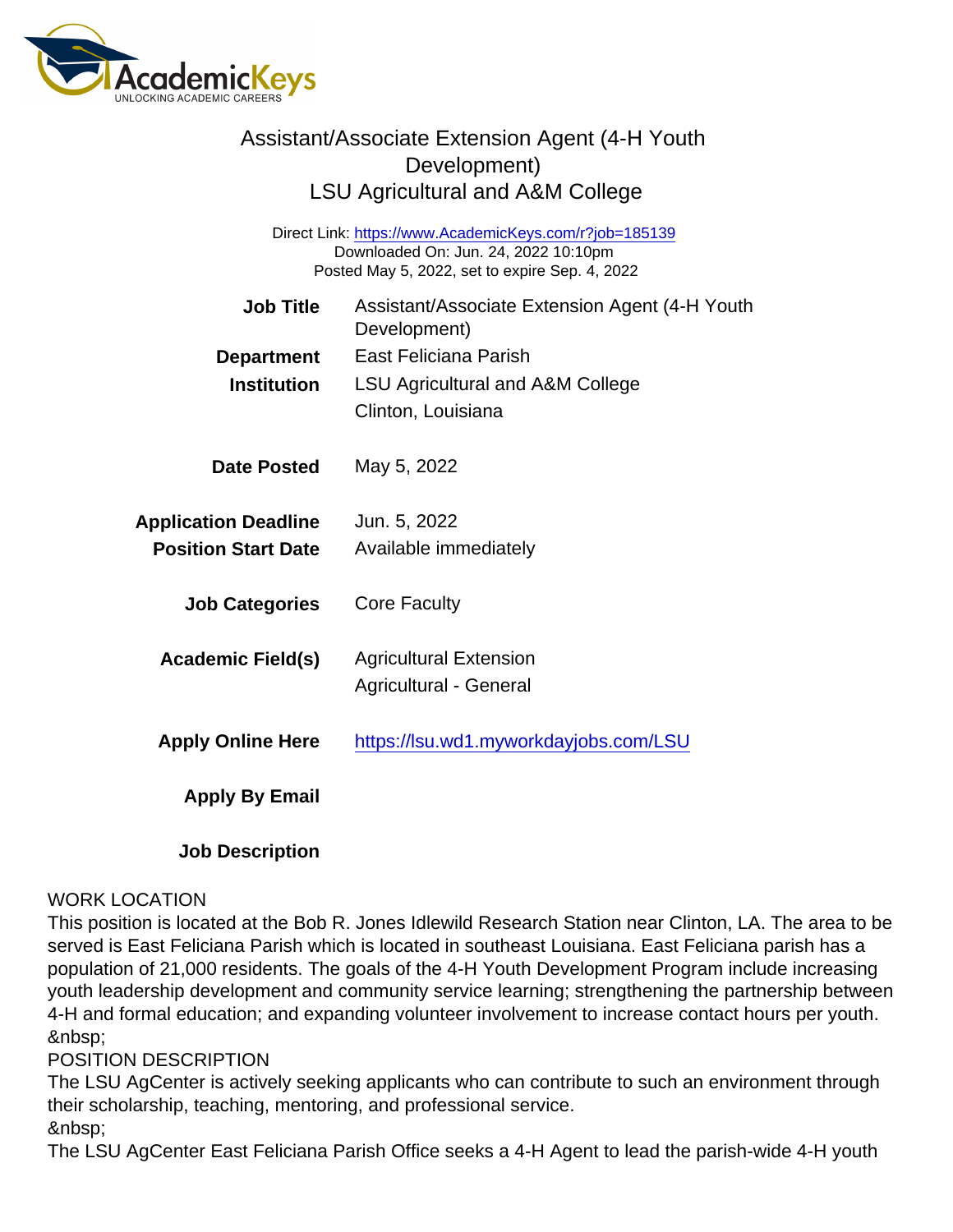# Assistant/Associate Extension Agent (4-H Youth Development)
## LSU Agricultural and A&M College

Direct Link: https://www.AcademicKeys.com/r?job=185139
Downloaded On: Jun. 24, 2022 10:10pm
Posted May 5, 2022, set to expire Sep. 4, 2022

| | |
|---|---|
| **Job Title** | Assistant/Associate Extension Agent (4-H Youth Development) |
| **Department** | East Feliciana Parish |
| **Institution** | LSU Agricultural and A&M College<br>Clinton, Louisiana |
| **Date Posted** | May 5, 2022 |
| **Application Deadline** | Jun. 5, 2022 |
| **Position Start Date** | Available immediately |
| **Job Categories** | Core Faculty |
| **Academic Field(s)** | Agricultural Extension<br>Agricultural - General |
| **Apply Online Here** | https://lsu.wd1.myworkdayjobs.com/LSU |
| **Apply By Email** | |
| **Job Description** | |

WORK LOCATION
This position is located at the Bob R. Jones Idlewild Research Station near Clinton, LA. The area to be served is East Feliciana Parish which is located in southeast Louisiana. East Feliciana parish has a population of 21,000 residents. The goals of the 4-H Youth Development Program include increasing youth leadership development and community service learning; strengthening the partnership between 4-H and formal education; and expanding volunteer involvement to increase contact hours per youth.
&nbsp;
POSITION DESCRIPTION
The LSU AgCenter is actively seeking applicants who can contribute to such an environment through their scholarship, teaching, mentoring, and professional service.
&nbsp;
The LSU AgCenter East Feliciana Parish Office seeks a 4-H Agent to lead the parish-wide 4-H youth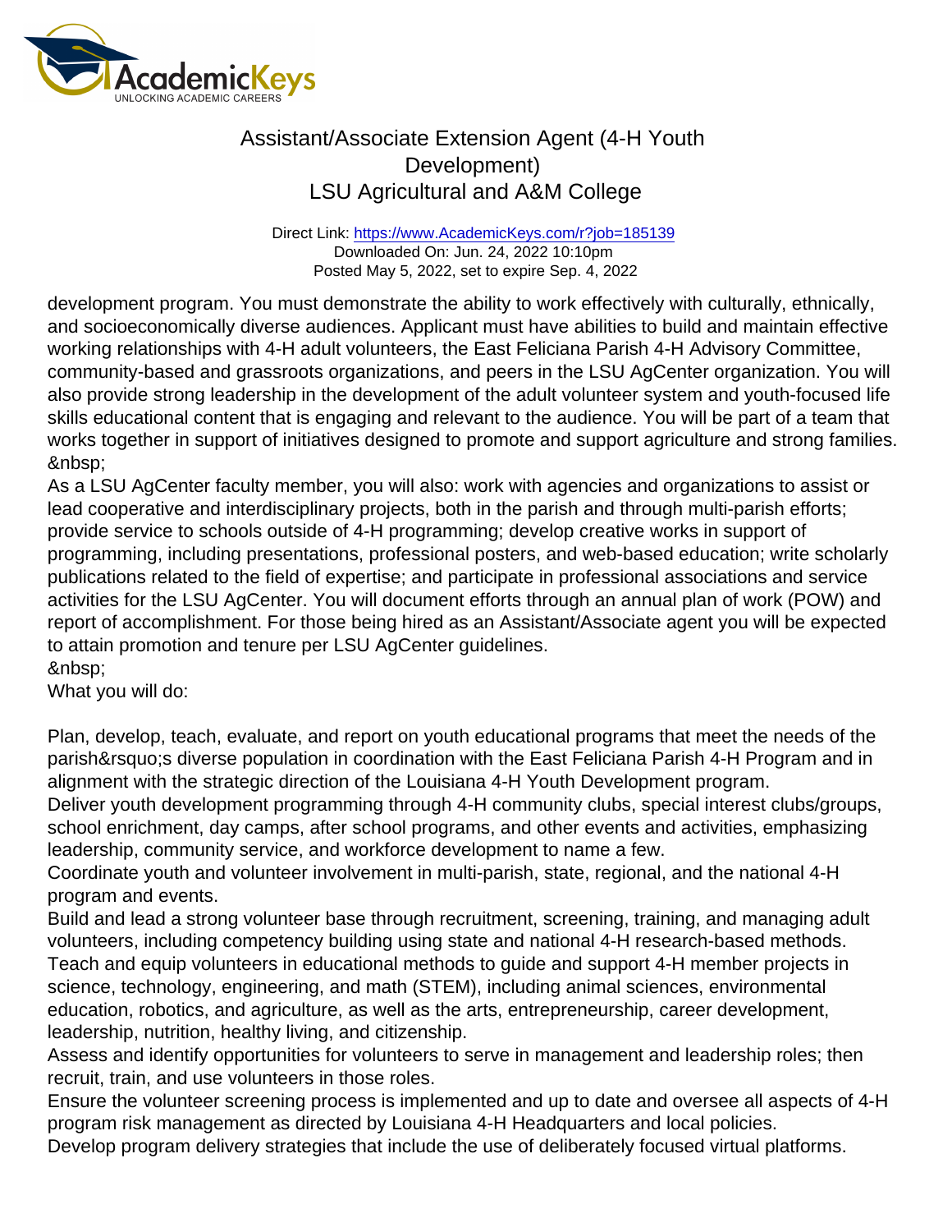development program. You must demonstrate the ability to work effectively with culturally, ethnically, and socioeconomically diverse audiences. Applicant must have abilities to build and maintain effective working relationships with 4-H adult volunteers, the East Feliciana Parish 4-H Advisory Committee, community-based and grassroots organizations, and peers in the LSU AgCenter organization. You will also provide strong leadership in the development of the adult volunteer system and youth-focused life skills educational content that is engaging and relevant to the audience. You will be part of a team that works together in support of initiatives designed to promote and support agriculture and strong families. &nbsp;

As a LSU AgCenter faculty member, you will also: work with agencies and organizations to assist or lead cooperative and interdisciplinary projects, both in the parish and through multi-parish efforts; provide service to schools outside of 4-H programming; develop creative works in support of programming, including presentations, professional posters, and web-based education; write scholarly publications related to the field of expertise; and participate in professional associations and service activities for the LSU AgCenter. You will document efforts through an annual plan of work (POW) and report of accomplishment. For those being hired as an Assistant/Associate agent you will be expected to attain promotion and tenure per LSU AgCenter guidelines.

&nbsp;

What you will do:

Plan, develop, teach, evaluate, and report on youth educational programs that meet the needs of the parish&rsquo;s diverse population in coordination with the East Feliciana Parish 4-H Program and in alignment with the strategic direction of the Louisiana 4-H Youth Development program.

Deliver youth development programming through 4-H community clubs, special interest clubs/groups, school enrichment, day camps, after school programs, and other events and activities, emphasizing leadership, community service, and workforce development to name a few.

Coordinate youth and volunteer involvement in multi-parish, state, regional, and the national 4-H program and events.

Build and lead a strong volunteer base through recruitment, screening, training, and managing adult volunteers, including competency building using state and national 4-H research-based methods.

Teach and equip volunteers in educational methods to guide and support 4-H member projects in science, technology, engineering, and math (STEM), including animal sciences, environmental education, robotics, and agriculture, as well as the arts, entrepreneurship, career development, leadership, nutrition, healthy living, and citizenship.

Assess and identify opportunities for volunteers to serve in management and leadership roles; then recruit, train, and use volunteers in those roles.

Ensure the volunteer screening process is implemented and up to date and oversee all aspects of 4-H program risk management as directed by Louisiana 4-H Headquarters and local policies.

Develop program delivery strategies that include the use of deliberately focused virtual platforms.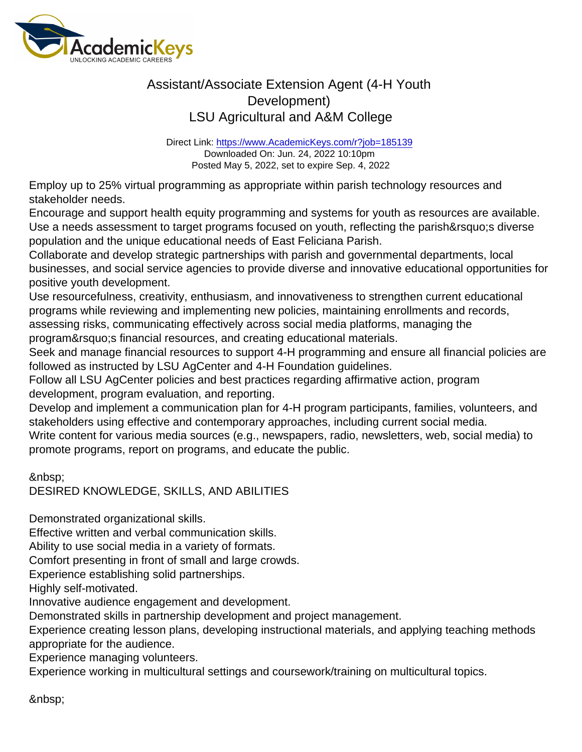Employ up to 25% virtual programming as appropriate within parish technology resources and stakeholder needs.
Encourage and support health equity programming and systems for youth as resources are available.
Use a needs assessment to target programs focused on youth, reflecting the parish&rsquo;s diverse population and the unique educational needs of East Feliciana Parish.
Collaborate and develop strategic partnerships with parish and governmental departments, local businesses, and social service agencies to provide diverse and innovative educational opportunities for positive youth development.
Use resourcefulness, creativity, enthusiasm, and innovativeness to strengthen current educational programs while reviewing and implementing new policies, maintaining enrollments and records, assessing risks, communicating effectively across social media platforms, managing the program&rsquo;s financial resources, and creating educational materials.
Seek and manage financial resources to support 4-H programming and ensure all financial policies are followed as instructed by LSU AgCenter and 4-H Foundation guidelines.
Follow all LSU AgCenter policies and best practices regarding affirmative action, program development, program evaluation, and reporting.
Develop and implement a communication plan for 4-H program participants, families, volunteers, and stakeholders using effective and contemporary approaches, including current social media.
Write content for various media sources (e.g., newspapers, radio, newsletters, web, social media) to promote programs, report on programs, and educate the public.

&nbsp;
DESIRED KNOWLEDGE, SKILLS, AND ABILITIES

Demonstrated organizational skills.
Effective written and verbal communication skills.
Ability to use social media in a variety of formats.
Comfort presenting in front of small and large crowds.
Experience establishing solid partnerships.
Highly self-motivated.
Innovative audience engagement and development.
Demonstrated skills in partnership development and project management.
Experience creating lesson plans, developing instructional materials, and applying teaching methods appropriate for the audience.
Experience managing volunteers.
Experience working in multicultural settings and coursework/training on multicultural topics.

&nbsp;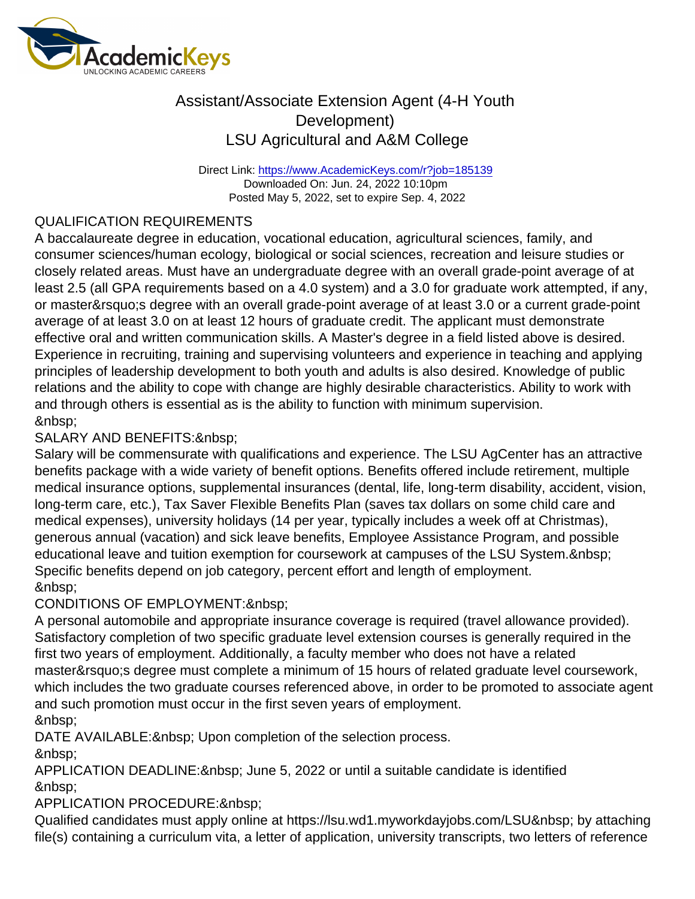# Assistant/Associate Extension Agent (4-H Youth Development)

## LSU Agricultural and A&M College

Direct Link: https://www.AcademicKeys.com/r?job=185139
Downloaded On: Jun. 24, 2022 10:10pm
Posted May 5, 2022, set to expire Sep. 4, 2022

QUALIFICATION REQUIREMENTS
A baccalaureate degree in education, vocational education, agricultural sciences, family, and consumer sciences/human ecology, biological or social sciences, recreation and leisure studies or closely related areas. Must have an undergraduate degree with an overall grade-point average of at least 2.5 (all GPA requirements based on a 4.0 system) and a 3.0 for graduate work attempted, if any, or master&rsquo;s degree with an overall grade-point average of at least 3.0 or a current grade-point average of at least 3.0 on at least 12 hours of graduate credit. The applicant must demonstrate effective oral and written communication skills. A Master's degree in a field listed above is desired. Experience in recruiting, training and supervising volunteers and experience in teaching and applying principles of leadership development to both youth and adults is also desired. Knowledge of public relations and the ability to cope with change are highly desirable characteristics. Ability to work with and through others is essential as is the ability to function with minimum supervision.
&nbsp;
SALARY AND BENEFITS:&nbsp;
Salary will be commensurate with qualifications and experience. The LSU AgCenter has an attractive benefits package with a wide variety of benefit options. Benefits offered include retirement, multiple medical insurance options, supplemental insurances (dental, life, long-term disability, accident, vision, long-term care, etc.), Tax Saver Flexible Benefits Plan (saves tax dollars on some child care and medical expenses), university holidays (14 per year, typically includes a week off at Christmas), generous annual (vacation) and sick leave benefits, Employee Assistance Program, and possible educational leave and tuition exemption for coursework at campuses of the LSU System.&nbsp; Specific benefits depend on job category, percent effort and length of employment.
&nbsp;
CONDITIONS OF EMPLOYMENT:&nbsp;
A personal automobile and appropriate insurance coverage is required (travel allowance provided). Satisfactory completion of two specific graduate level extension courses is generally required in the first two years of employment. Additionally, a faculty member who does not have a related master&rsquo;s degree must complete a minimum of 15 hours of related graduate level coursework, which includes the two graduate courses referenced above, in order to be promoted to associate agent and such promotion must occur in the first seven years of employment.
&nbsp;
DATE AVAILABLE:&nbsp; Upon completion of the selection process.
&nbsp;
APPLICATION DEADLINE:&nbsp; June 5, 2022 or until a suitable candidate is identified
&nbsp;
APPLICATION PROCEDURE:&nbsp;
Qualified candidates must apply online at https://lsu.wd1.myworkdayjobs.com/LSU&nbsp; by attaching file(s) containing a curriculum vita, a letter of application, university transcripts, two letters of reference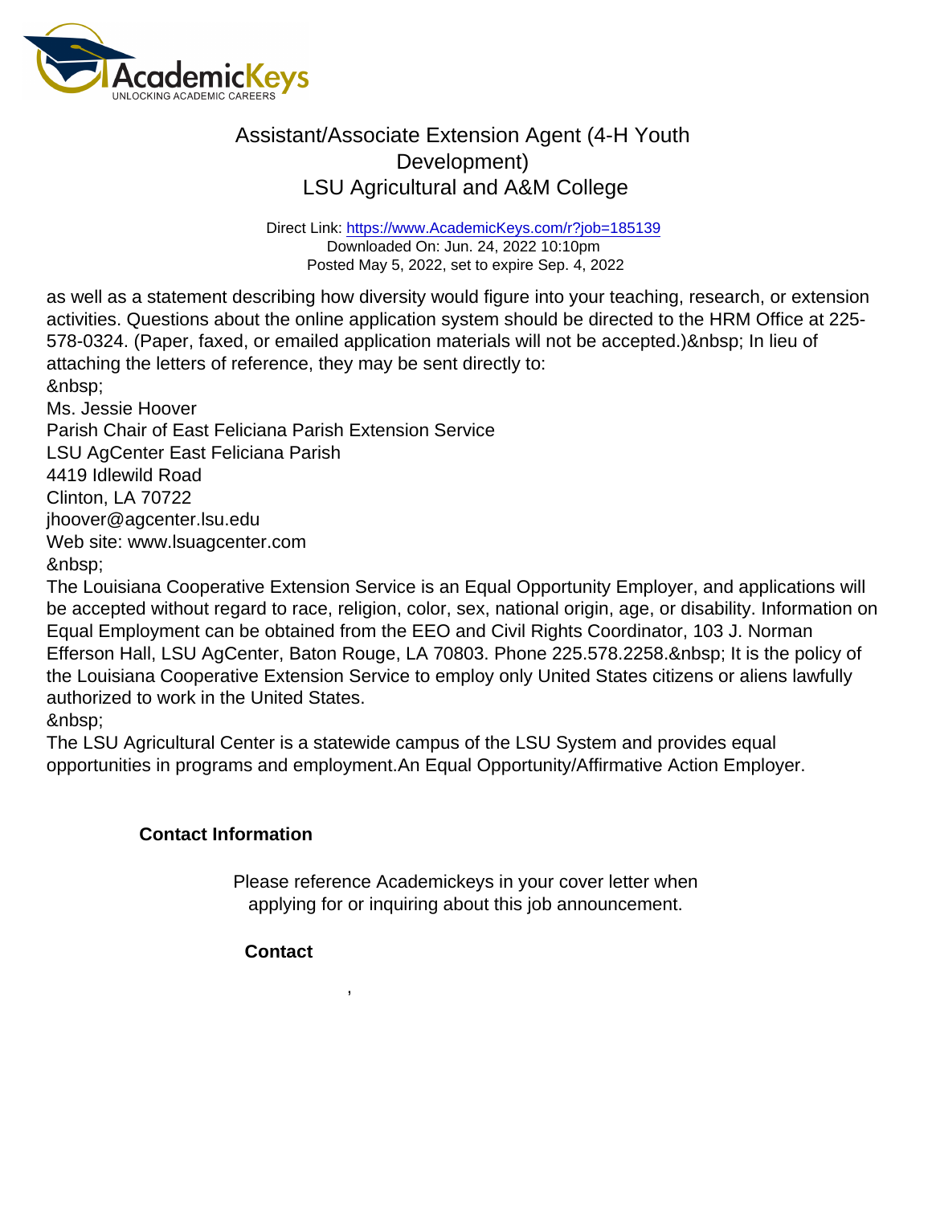as well as a statement describing how diversity would figure into your teaching, research, or extension activities. Questions about the online application system should be directed to the HRM Office at 225-578-0324. (Paper, faxed, or emailed application materials will not be accepted.)&nbsp; In lieu of attaching the letters of reference, they may be sent directly to:
&nbsp;
Ms. Jessie Hoover
Parish Chair of East Feliciana Parish Extension Service
LSU AgCenter East Feliciana Parish
4419 Idlewild Road
Clinton, LA 70722
jhoover@agcenter.lsu.edu
Web site: www.lsuagcenter.com
&nbsp;
The Louisiana Cooperative Extension Service is an Equal Opportunity Employer, and applications will be accepted without regard to race, religion, color, sex, national origin, age, or disability. Information on Equal Employment can be obtained from the EEO and Civil Rights Coordinator, 103 J. Norman Efferson Hall, LSU AgCenter, Baton Rouge, LA 70803. Phone 225.578.2258.&nbsp; It is the policy of the Louisiana Cooperative Extension Service to employ only United States citizens or aliens lawfully authorized to work in the United States.
&nbsp;
The LSU Agricultural Center is a statewide campus of the LSU System and provides equal opportunities in programs and employment.An Equal Opportunity/Affirmative Action Employer.

**Contact Information**

Please reference Academickeys in your cover letter when applying for or inquiring about this job announcement.

**Contact**

,